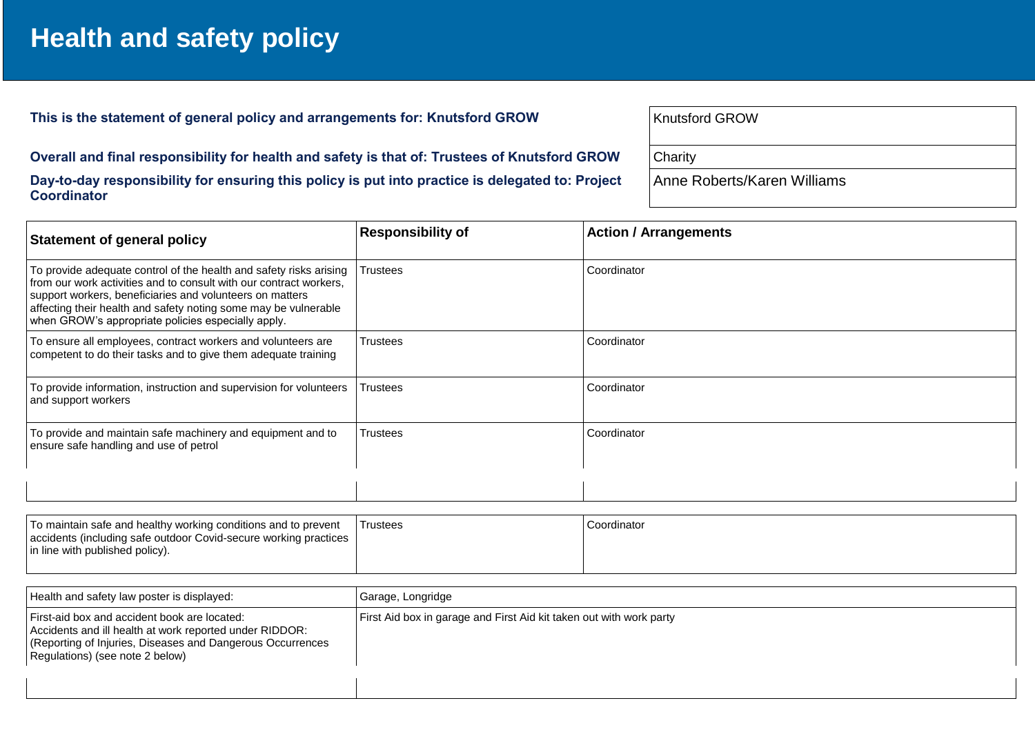# Health and safety policy

| | |
|---|---|
| **This is the statement of general policy and arrangements for: Knutsford GROW** | Knutsford GROW |
| **Overall and final responsibility for health and safety is that of: Trustees of Knutsford GROW** | Charity |
| **Day-to-day responsibility for ensuring this policy is put into practice is delegated to: Project Coordinator** | Anne Roberts/Karen Williams |

| Statement of general policy | Responsibility of | Action / Arrangements |
|---|---|---|
| To provide adequate control of the health and safety risks arising from our work activities and to consult with our contract workers, support workers, beneficiaries and volunteers on matters affecting their health and safety noting some may be vulnerable when GROW's appropriate policies especially apply. | Trustees | Coordinator |
| To ensure all employees, contract workers and volunteers are competent to do their tasks and to give them adequate training | Trustees | Coordinator |
| To provide information, instruction and supervision for volunteers and support workers | Trustees | Coordinator |
| To provide and maintain safe machinery and equipment and to ensure safe handling and use of petrol | Trustees | Coordinator |
| | | |
| To maintain safe and healthy working conditions and to prevent accidents (including safe outdoor Covid-secure working practices in line with published policy). | Trustees | Coordinator |

| | |
|---|---|
| Health and safety law poster is displayed: | Garage, Longridge |
| First-aid box and accident book are located:<br>Accidents and ill health at work reported under RIDDOR: (Reporting of Injuries, Diseases and Dangerous Occurrences Regulations) (see note 2 below) | First Aid box in garage and First Aid kit taken out with work party |
| | |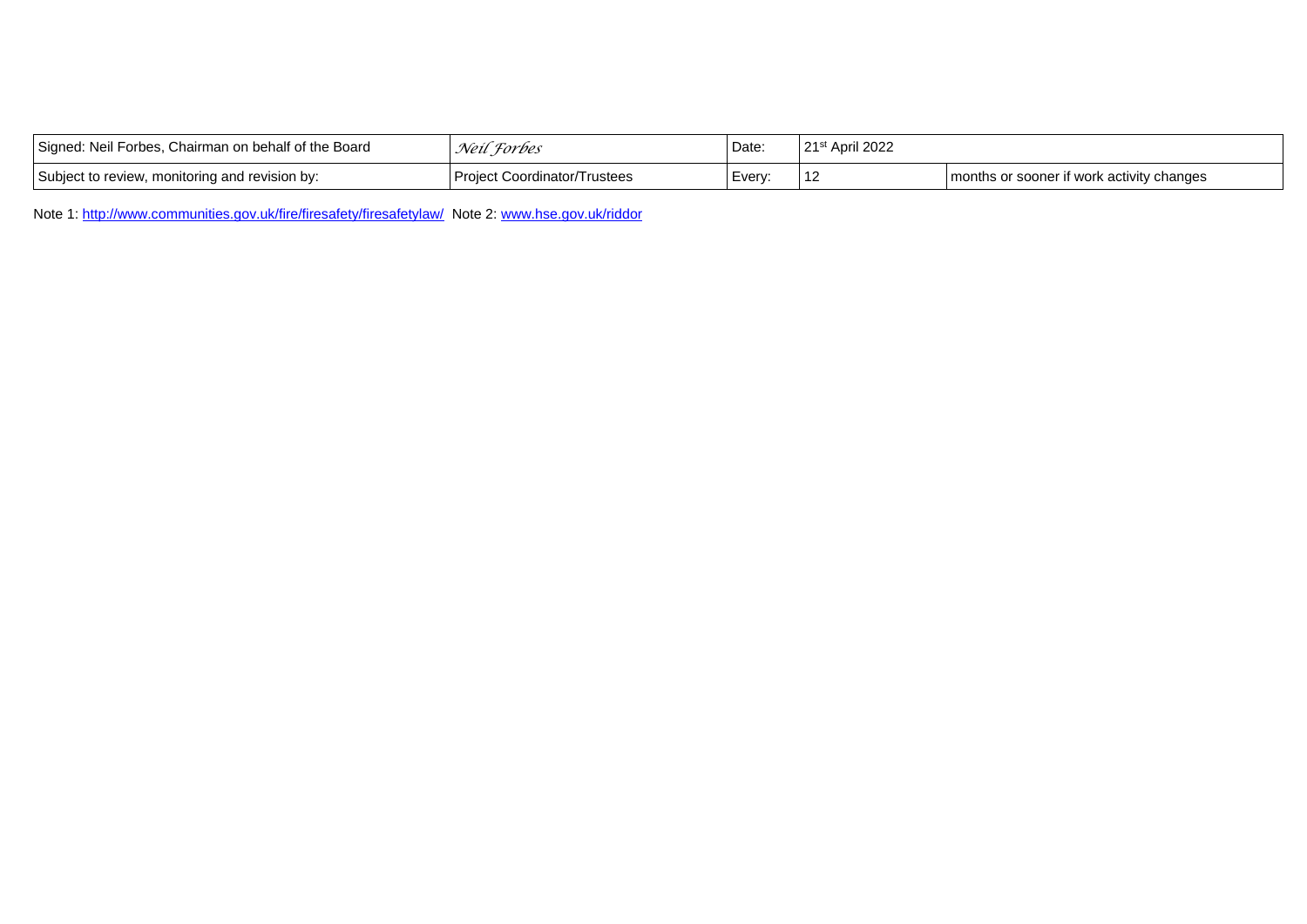| Signed: Neil Forbes, Chairman on behalf of the Board | *Neil Forbes* | Date: | 21st April 2022 | |
|---|---|---|---|---|
| Subject to review, monitoring and revision by: | Project Coordinator/Trustees | Every: | 12 | months or sooner if work activity changes |

Note 1: http://www.communities.gov.uk/fire/firesafety/firesafetylaw/ Note 2: www.hse.gov.uk/riddor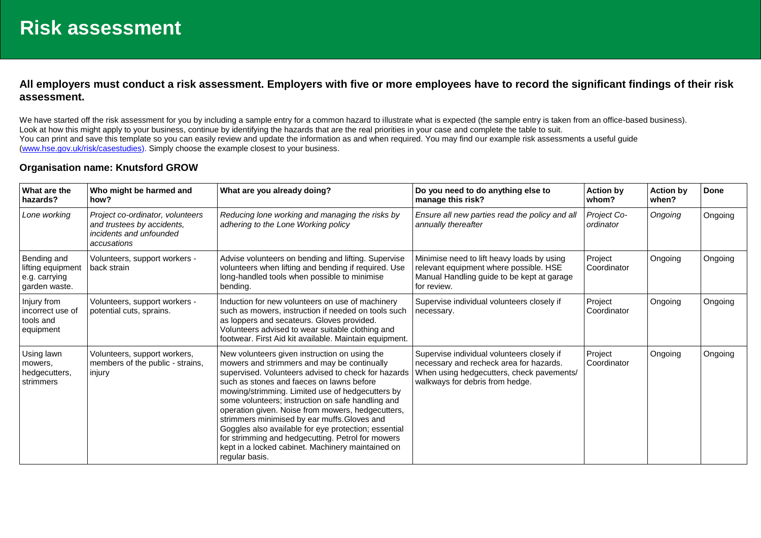# Risk assessment

**All employers must conduct a risk assessment. Employers with five or more employees have to record the significant findings of their risk assessment.**

We have started off the risk assessment for you by including a sample entry for a common hazard to illustrate what is expected (the sample entry is taken from an office-based business). Look at how this might apply to your business, continue by identifying the hazards that are the real priorities in your case and complete the table to suit.
You can print and save this template so you can easily review and update the information as and when required. You may find our example risk assessments a useful guide (www.hse.gov.uk/risk/casestudies). Simply choose the example closest to your business.

**Organisation name: Knutsford GROW**

| What are the hazards? | Who might be harmed and how? | What are you already doing? | Do you need to do anything else to manage this risk? | Action by whom? | Action by when? | Done |
|---|---|---|---|---|---|---|
| *Lone working* | *Project co-ordinator, volunteers and trustees by accidents, incidents and unfounded accusations* | *Reducing lone working and managing the risks by adhering to the Lone Working policy* | *Ensure all new parties read the policy and all annually thereafter* | *Project Co-ordinator* | *Ongoing* | Ongoing |
| Bending and lifting equipment e.g. carrying garden waste. | Volunteers, support workers - back strain | Advise volunteers on bending and lifting. Supervise volunteers when lifting and bending if required. Use long-handled tools when possible to minimise bending. | Minimise need to lift heavy loads by using relevant equipment where possible. HSE Manual Handling guide to be kept at garage for review. | Project Coordinator | Ongoing | Ongoing |
| Injury from incorrect use of tools and equipment | Volunteers, support workers - potential cuts, sprains. | Induction for new volunteers on use of machinery such as mowers, instruction if needed on tools such as loppers and secateurs. Gloves provided. Volunteers advised to wear suitable clothing and footwear. First Aid kit available. Maintain equipment. | Supervise individual volunteers closely if necessary. | Project Coordinator | Ongoing | Ongoing |
| Using lawn mowers, hedgecutters, strimmers | Volunteers, support workers, members of the public - strains, injury | New volunteers given instruction on using the mowers and strimmers and may be continually supervised. Volunteers advised to check for hazards such as stones and faeces on lawns before mowing/strimming. Limited use of hedgecutters by some volunteers; instruction on safe handling and operation given. Noise from mowers, hedgecutters, strimmers minimised by ear muffs.Gloves and Goggles also available for eye protection; essential for strimming and hedgecutting. Petrol for mowers kept in a locked cabinet. Machinery maintained on regular basis. | Supervise individual volunteers closely if necessary and recheck area for hazards. When using hedgecutters, check pavements/ walkways for debris from hedge. | Project Coordinator | Ongoing | Ongoing |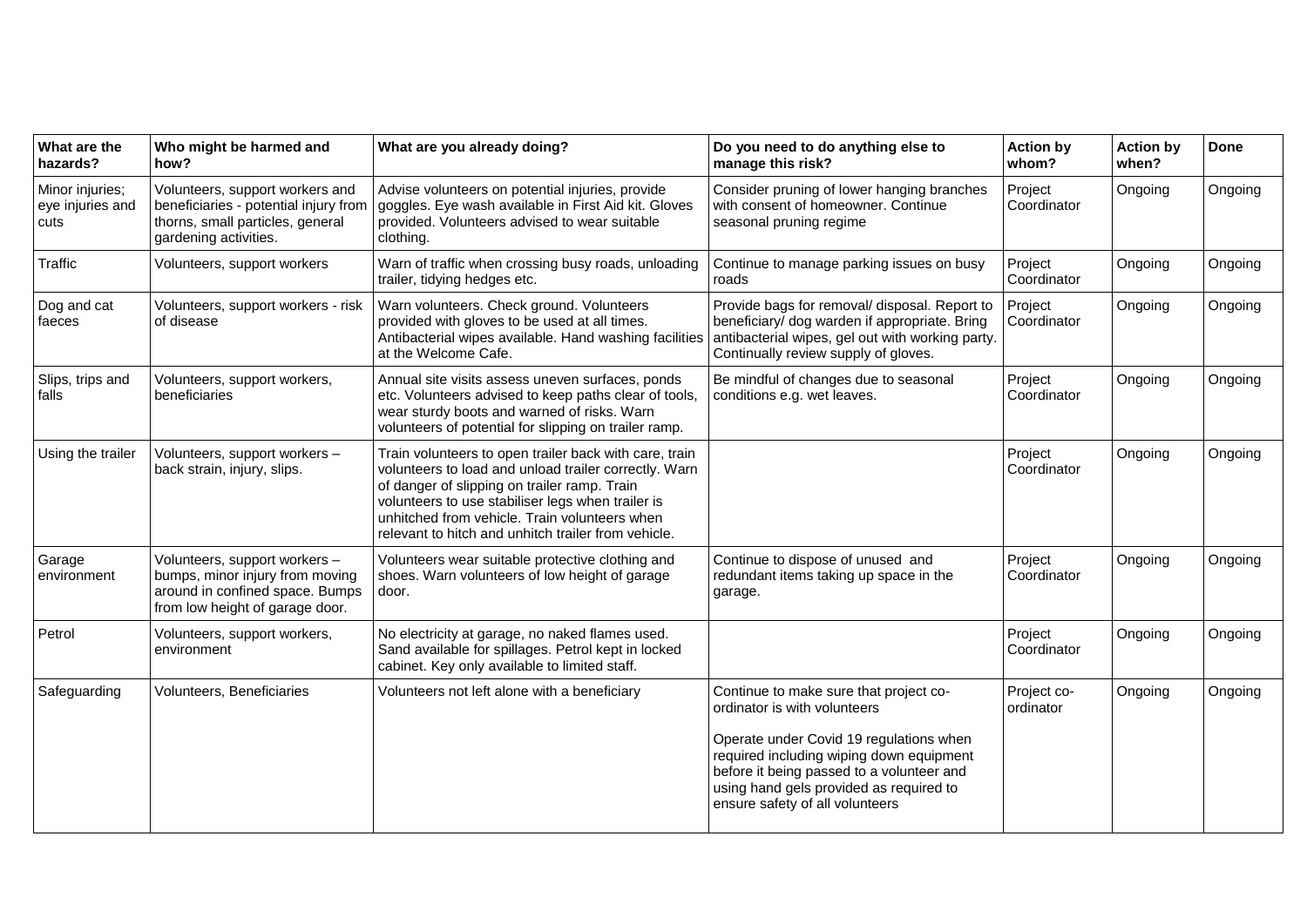| What are the hazards? | Who might be harmed and how? | What are you already doing? | Do you need to do anything else to manage this risk? | Action by whom? | Action by when? | Done |
|---|---|---|---|---|---|---|
| Minor injuries; eye injuries and cuts | Volunteers, support workers and beneficiaries - potential injury from thorns, small particles, general gardening activities. | Advise volunteers on potential injuries, provide goggles. Eye wash available in First Aid kit. Gloves provided. Volunteers advised to wear suitable clothing. | Consider pruning of lower hanging branches with consent of homeowner. Continue seasonal pruning regime | Project Coordinator | Ongoing | Ongoing |
| Traffic | Volunteers, support workers | Warn of traffic when crossing busy roads, unloading trailer, tidying hedges etc. | Continue to manage parking issues on busy roads | Project Coordinator | Ongoing | Ongoing |
| Dog and cat faeces | Volunteers, support workers - risk of disease | Warn volunteers. Check ground. Volunteers provided with gloves to be used at all times. Antibacterial wipes available. Hand washing facilities at the Welcome Cafe. | Provide bags for removal/ disposal. Report to beneficiary/ dog warden if appropriate. Bring antibacterial wipes, gel out with working party. Continually review supply of gloves. | Project Coordinator | Ongoing | Ongoing |
| Slips, trips and falls | Volunteers, support workers, beneficiaries | Annual site visits assess uneven surfaces, ponds etc. Volunteers advised to keep paths clear of tools, wear sturdy boots and warned of risks. Warn volunteers of potential for slipping on trailer ramp. | Be mindful of changes due to seasonal conditions e.g. wet leaves. | Project Coordinator | Ongoing | Ongoing |
| Using the trailer | Volunteers, support workers – back strain, injury, slips. | Train volunteers to open trailer back with care, train volunteers to load and unload trailer correctly. Warn of danger of slipping on trailer ramp. Train volunteers to use stabiliser legs when trailer is unhitched from vehicle. Train volunteers when relevant to hitch and unhitch trailer from vehicle. | | Project Coordinator | Ongoing | Ongoing |
| Garage environment | Volunteers, support workers – bumps, minor injury from moving around in confined space. Bumps from low height of garage door. | Volunteers wear suitable protective clothing and shoes. Warn volunteers of low height of garage door. | Continue to dispose of unused and redundant items taking up space in the garage. | Project Coordinator | Ongoing | Ongoing |
| Petrol | Volunteers, support workers, environment | No electricity at garage, no naked flames used. Sand available for spillages. Petrol kept in locked cabinet. Key only available to limited staff. | | Project Coordinator | Ongoing | Ongoing |
| Safeguarding | Volunteers, Beneficiaries | Volunteers not left alone with a beneficiary | Continue to make sure that project co-ordinator is with volunteers<br><br>Operate under Covid 19 regulations when required including wiping down equipment before it being passed to a volunteer and using hand gels provided as required to ensure safety of all volunteers | Project co-ordinator | Ongoing | Ongoing |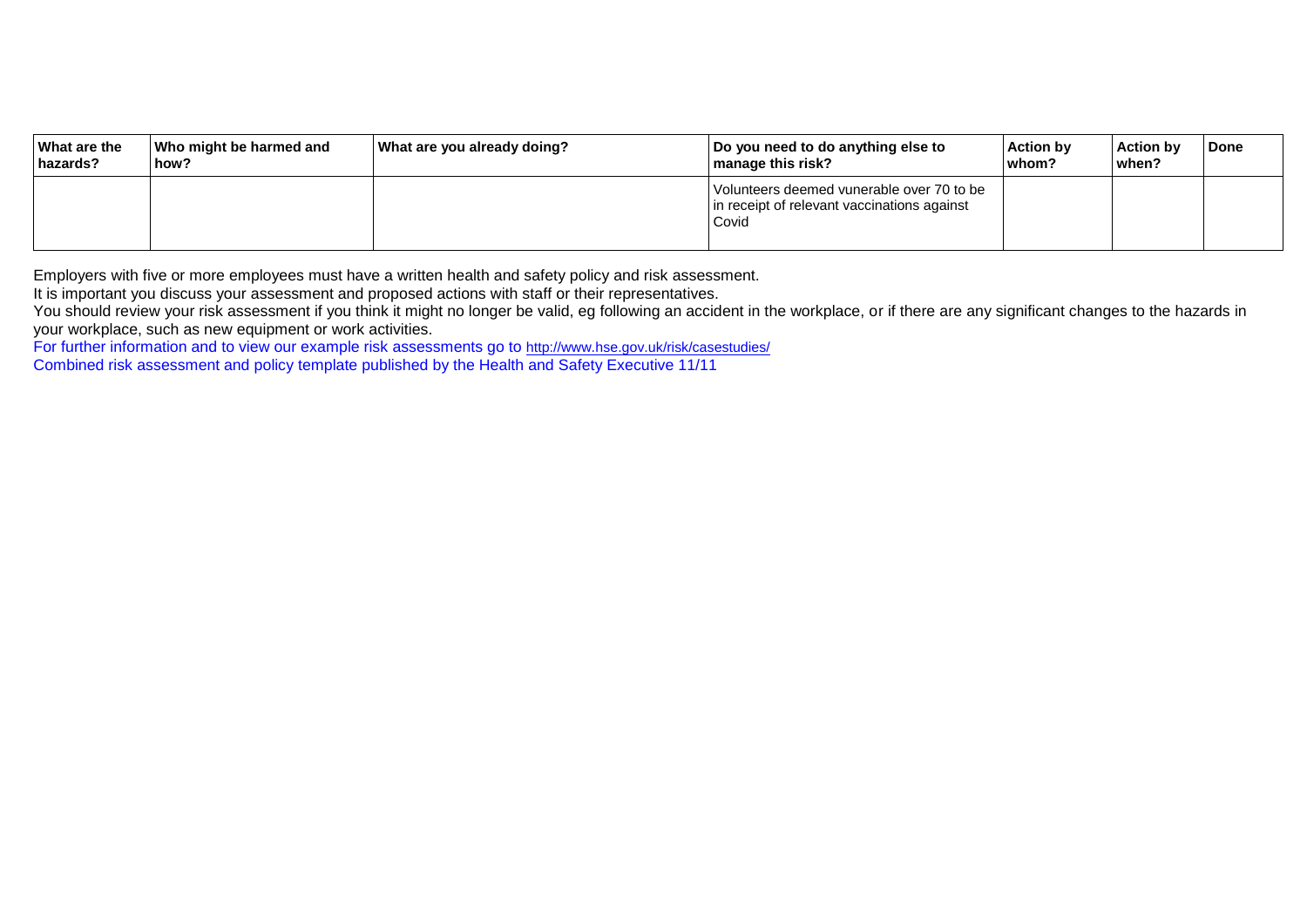| What are the hazards? | Who might be harmed and how? | What are you already doing? | Do you need to do anything else to manage this risk? | Action by whom? | Action by when? | Done |
|---|---|---|---|---|---|---|
| | | | Volunteers deemed vunerable over 70 to be in receipt of relevant vaccinations against Covid | | | |

Employers with five or more employees must have a written health and safety policy and risk assessment.
It is important you discuss your assessment and proposed actions with staff or their representatives.
You should review your risk assessment if you think it might no longer be valid, eg following an accident in the workplace, or if there are any significant changes to the hazards in your workplace, such as new equipment or work activities.
For further information and to view our example risk assessments go to http://www.hse.gov.uk/risk/casestudies/
Combined risk assessment and policy template published by the Health and Safety Executive 11/11